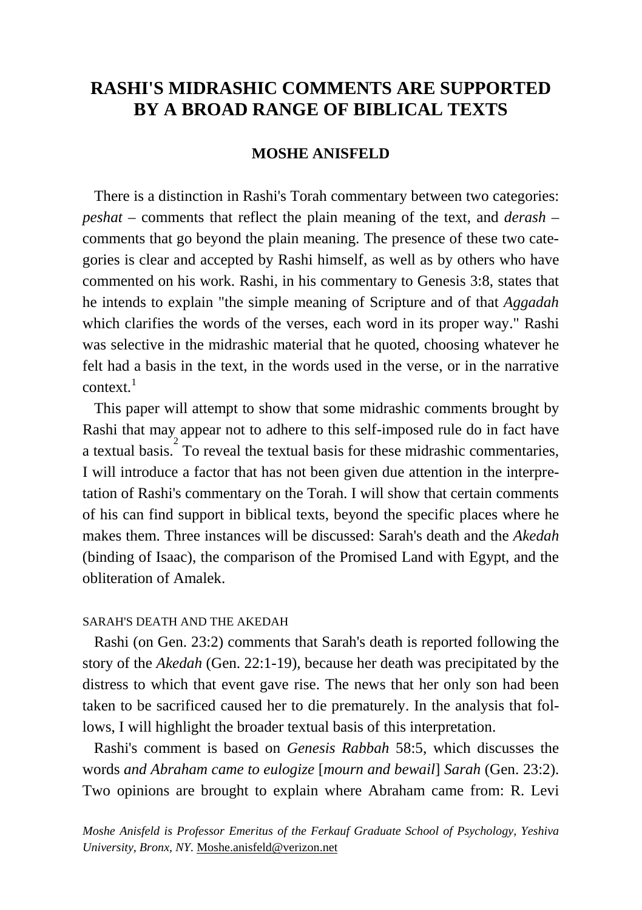# RASHI'S MIDRASHIC COMMENTS ARE SUPPORTED BY A BROAD RANGE OF BIBLICAL TEXTS

**MOSHE ANISFELD**

There is a distinction in Rashi's Torah commentary between two categories: *peshat* – comments that reflect the plain meaning of the text, and *derash* – comments that go beyond the plain meaning. The presence of these two categories is clear and accepted by Rashi himself, as well as by others who have commented on his work. Rashi, in his commentary to Genesis 3:8, states that he intends to explain "the simple meaning of Scripture and of that *Aggadah* which clarifies the words of the verses, each word in its proper way." Rashi was selective in the midrashic material that he quoted, choosing whatever he felt had a basis in the text, in the words used in the verse, or in the narrative context.[1]

This paper will attempt to show that some midrashic comments brought by Rashi that may appear not to adhere to this self-imposed rule do in fact have a textual basis.[2] To reveal the textual basis for these midrashic commentaries, I will introduce a factor that has not been given due attention in the interpretation of Rashi's commentary on the Torah. I will show that certain comments of his can find support in biblical texts, beyond the specific places where he makes them. Three instances will be discussed: Sarah's death and the *Akedah* (binding of Isaac), the comparison of the Promised Land with Egypt, and the obliteration of Amalek.

## SARAH'S DEATH AND THE AKEDAH

Rashi (on Gen. 23:2) comments that Sarah's death is reported following the story of the *Akedah* (Gen. 22:1-19), because her death was precipitated by the distress to which that event gave rise. The news that her only son had been taken to be sacrificed caused her to die prematurely. In the analysis that follows, I will highlight the broader textual basis of this interpretation.

Rashi's comment is based on *Genesis Rabbah* 58:5, which discusses the words *and Abraham came to eulogize* [*mourn and bewail*] *Sarah* (Gen. 23:2). Two opinions are brought to explain where Abraham came from: R. Levi

*Moshe Anisfeld is Professor Emeritus of the Ferkauf Graduate School of Psychology, Yeshiva University, Bronx, NY.* Moshe.anisfeld@verizon.net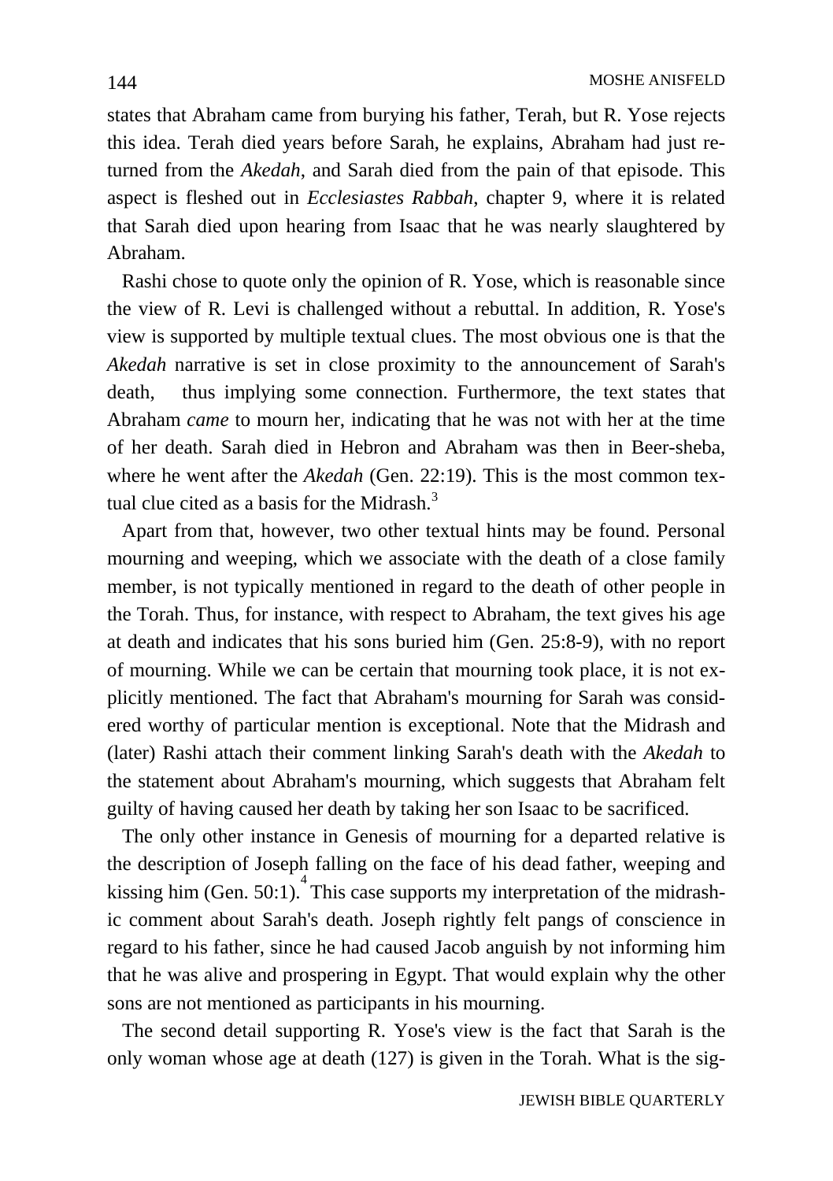states that Abraham came from burying his father, Terah, but R. Yose rejects this idea. Terah died years before Sarah, he explains, Abraham had just returned from the *Akedah*, and Sarah died from the pain of that episode. This aspect is fleshed out in *Ecclesiastes Rabbah*, chapter 9, where it is related that Sarah died upon hearing from Isaac that he was nearly slaughtered by Abraham.

Rashi chose to quote only the opinion of R. Yose, which is reasonable since the view of R. Levi is challenged without a rebuttal. In addition, R. Yose's view is supported by multiple textual clues. The most obvious one is that the *Akedah* narrative is set in close proximity to the announcement of Sarah's death, thus implying some connection. Furthermore, the text states that Abraham *came* to mourn her, indicating that he was not with her at the time of her death. Sarah died in Hebron and Abraham was then in Beer-sheba, where he went after the *Akedah* (Gen. 22:19). This is the most common textual clue cited as a basis for the Midrash.[3]

Apart from that, however, two other textual hints may be found. Personal mourning and weeping, which we associate with the death of a close family member, is not typically mentioned in regard to the death of other people in the Torah. Thus, for instance, with respect to Abraham, the text gives his age at death and indicates that his sons buried him (Gen. 25:8-9), with no report of mourning. While we can be certain that mourning took place, it is not explicitly mentioned. The fact that Abraham's mourning for Sarah was considered worthy of particular mention is exceptional. Note that the Midrash and (later) Rashi attach their comment linking Sarah's death with the *Akedah* to the statement about Abraham's mourning, which suggests that Abraham felt guilty of having caused her death by taking her son Isaac to be sacrificed.

The only other instance in Genesis of mourning for a departed relative is the description of Joseph falling on the face of his dead father, weeping and kissing him (Gen. 50:1).[4] This case supports my interpretation of the midrashic comment about Sarah's death. Joseph rightly felt pangs of conscience in regard to his father, since he had caused Jacob anguish by not informing him that he was alive and prospering in Egypt. That would explain why the other sons are not mentioned as participants in his mourning.

The second detail supporting R. Yose's view is the fact that Sarah is the only woman whose age at death (127) is given in the Torah. What is the sig-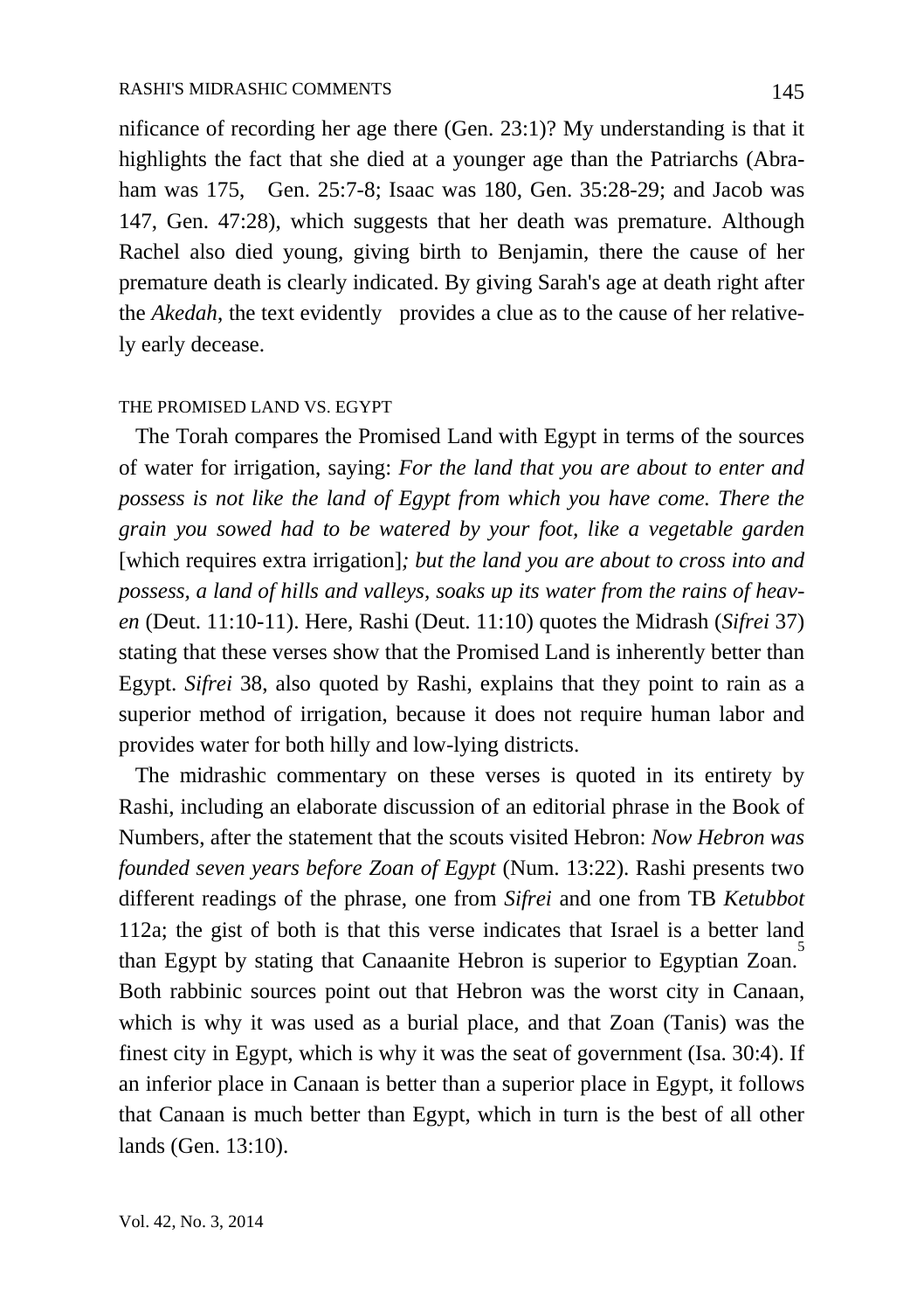nificance of recording her age there (Gen. 23:1)? My understanding is that it highlights the fact that she died at a younger age than the Patriarchs (Abraham was 175, Gen. 25:7-8; Isaac was 180, Gen. 35:28-29; and Jacob was 147, Gen. 47:28), which suggests that her death was premature. Although Rachel also died young, giving birth to Benjamin, there the cause of her premature death is clearly indicated. By giving Sarah's age at death right after the *Akedah*, the text evidently provides a clue as to the cause of her relatively early decease.

## THE PROMISED LAND VS. EGYPT

The Torah compares the Promised Land with Egypt in terms of the sources of water for irrigation, saying: *For the land that you are about to enter and possess is not like the land of Egypt from which you have come. There the grain you sowed had to be watered by your foot, like a vegetable garden* [which requires extra irrigation]*; but the land you are about to cross into and possess, a land of hills and valleys, soaks up its water from the rains of heaven* (Deut. 11:10-11). Here, Rashi (Deut. 11:10) quotes the Midrash (*Sifrei* 37) stating that these verses show that the Promised Land is inherently better than Egypt. *Sifrei* 38, also quoted by Rashi, explains that they point to rain as a superior method of irrigation, because it does not require human labor and provides water for both hilly and low-lying districts.

The midrashic commentary on these verses is quoted in its entirety by Rashi, including an elaborate discussion of an editorial phrase in the Book of Numbers, after the statement that the scouts visited Hebron: *Now Hebron was founded seven years before Zoan of Egypt* (Num. 13:22). Rashi presents two different readings of the phrase, one from *Sifrei* and one from TB *Ketubbot* 112a; the gist of both is that this verse indicates that Israel is a better land than Egypt by stating that Canaanite Hebron is superior to Egyptian Zoan.[5] Both rabbinic sources point out that Hebron was the worst city in Canaan, which is why it was used as a burial place, and that Zoan (Tanis) was the finest city in Egypt, which is why it was the seat of government (Isa. 30:4). If an inferior place in Canaan is better than a superior place in Egypt, it follows that Canaan is much better than Egypt, which in turn is the best of all other lands (Gen. 13:10).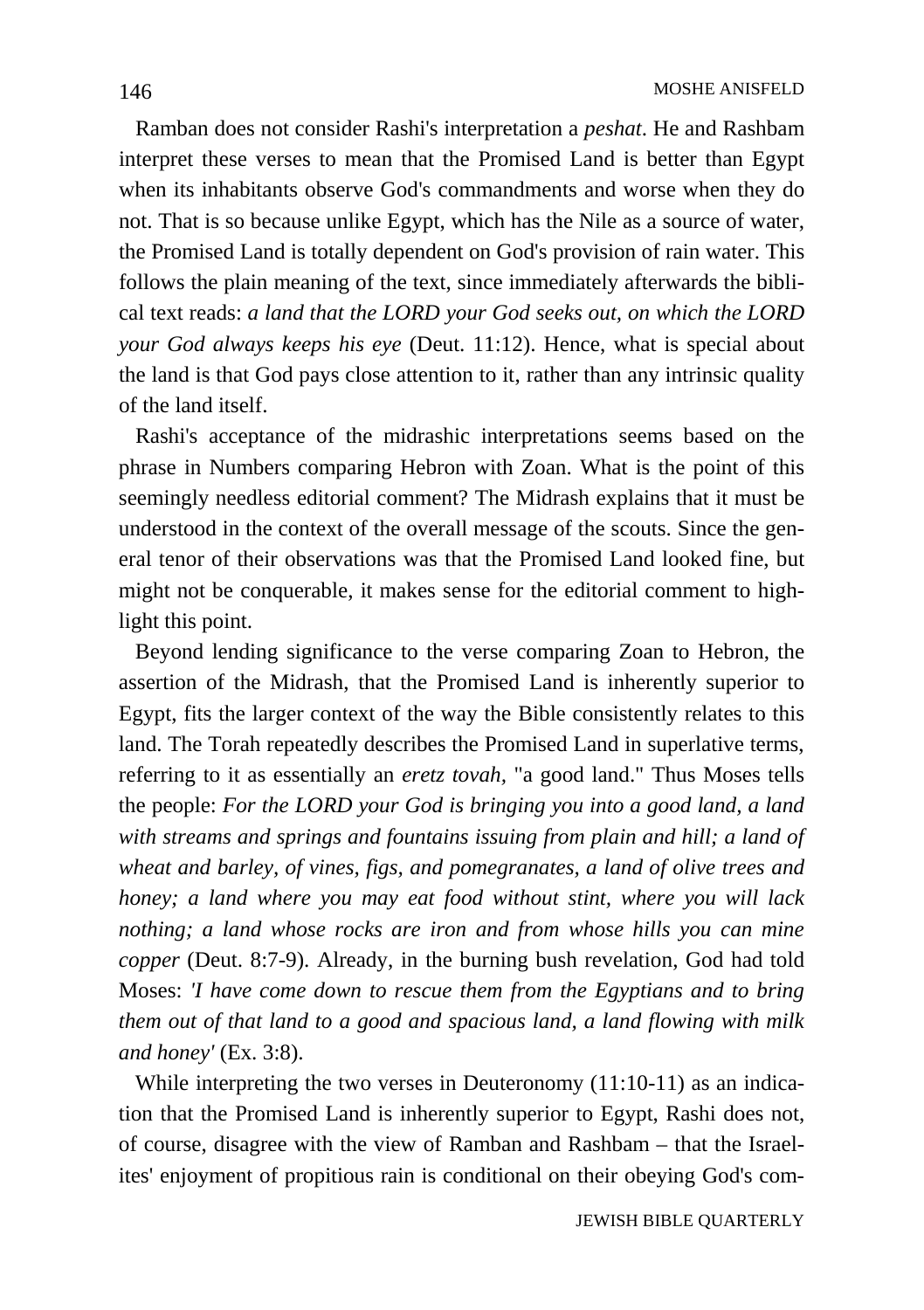Ramban does not consider Rashi's interpretation a *peshat*. He and Rashbam interpret these verses to mean that the Promised Land is better than Egypt when its inhabitants observe God's commandments and worse when they do not. That is so because unlike Egypt, which has the Nile as a source of water, the Promised Land is totally dependent on God's provision of rain water. This follows the plain meaning of the text, since immediately afterwards the biblical text reads: *a land that the LORD your God seeks out, on which the LORD your God always keeps his eye* (Deut. 11:12). Hence, what is special about the land is that God pays close attention to it, rather than any intrinsic quality of the land itself.

Rashi's acceptance of the midrashic interpretations seems based on the phrase in Numbers comparing Hebron with Zoan. What is the point of this seemingly needless editorial comment? The Midrash explains that it must be understood in the context of the overall message of the scouts. Since the general tenor of their observations was that the Promised Land looked fine, but might not be conquerable, it makes sense for the editorial comment to highlight this point.

Beyond lending significance to the verse comparing Zoan to Hebron, the assertion of the Midrash, that the Promised Land is inherently superior to Egypt, fits the larger context of the way the Bible consistently relates to this land. The Torah repeatedly describes the Promised Land in superlative terms, referring to it as essentially an *eretz tovah*, "a good land." Thus Moses tells the people: *For the LORD your God is bringing you into a good land, a land with streams and springs and fountains issuing from plain and hill; a land of wheat and barley, of vines, figs, and pomegranates, a land of olive trees and honey; a land where you may eat food without stint, where you will lack nothing; a land whose rocks are iron and from whose hills you can mine copper* (Deut. 8:7-9). Already, in the burning bush revelation, God had told Moses: *'I have come down to rescue them from the Egyptians and to bring them out of that land to a good and spacious land, a land flowing with milk and honey'* (Ex. 3:8).

While interpreting the two verses in Deuteronomy (11:10-11) as an indication that the Promised Land is inherently superior to Egypt, Rashi does not, of course, disagree with the view of Ramban and Rashbam – that the Israelites' enjoyment of propitious rain is conditional on their obeying God's com-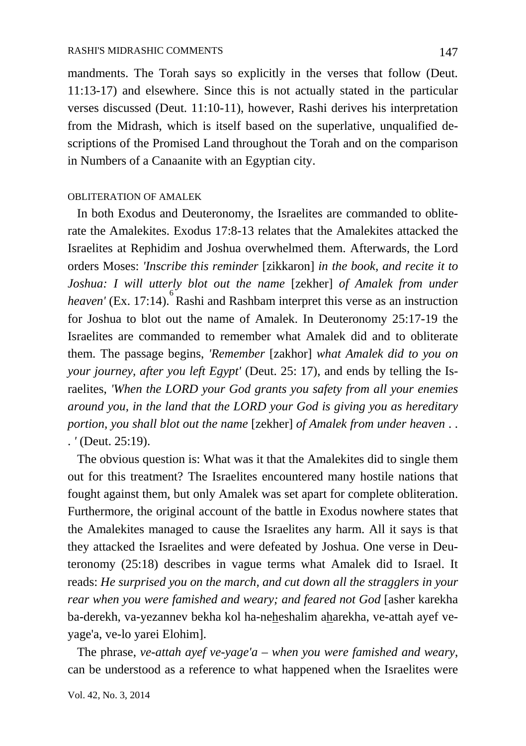mandments. The Torah says so explicitly in the verses that follow (Deut. 11:13-17) and elsewhere. Since this is not actually stated in the particular verses discussed (Deut. 11:10-11), however, Rashi derives his interpretation from the Midrash, which is itself based on the superlative, unqualified descriptions of the Promised Land throughout the Torah and on the comparison in Numbers of a Canaanite with an Egyptian city.

### OBLITERATION OF AMALEK

In both Exodus and Deuteronomy, the Israelites are commanded to obliterate the Amalekites. Exodus 17:8-13 relates that the Amalekites attacked the Israelites at Rephidim and Joshua overwhelmed them. Afterwards, the Lord orders Moses: *'Inscribe this reminder* [zikkaron] *in the book, and recite it to Joshua: I will utterly blot out the name* [zekher] *of Amalek from under heaven'* (Ex. 17:14).[6] Rashi and Rashbam interpret this verse as an instruction for Joshua to blot out the name of Amalek. In Deuteronomy 25:17-19 the Israelites are commanded to remember what Amalek did and to obliterate them. The passage begins, *'Remember* [zakhor] *what Amalek did to you on your journey, after you left Egypt'* (Deut. 25: 17), and ends by telling the Israelites, *'When the LORD your God grants you safety from all your enemies around you, in the land that the LORD your God is giving you as hereditary portion, you shall blot out the name* [zekher] *of Amalek from under heaven . . . '* (Deut. 25:19).

The obvious question is: What was it that the Amalekites did to single them out for this treatment? The Israelites encountered many hostile nations that fought against them, but only Amalek was set apart for complete obliteration. Furthermore, the original account of the battle in Exodus nowhere states that the Amalekites managed to cause the Israelites any harm. All it says is that they attacked the Israelites and were defeated by Joshua. One verse in Deuteronomy (25:18) describes in vague terms what Amalek did to Israel. It reads: *He surprised you on the march, and cut down all the stragglers in your rear when you were famished and weary; and feared not God* [asher karekha ba-derekh, va-yezannev bekha kol ha-ne<u>h</u>eshalim a<u>h</u>arekha, ve-attah ayef ve-yage'a, ve-lo yarei Elohim].

The phrase, *ve-attah ayef ve-yage'a – when you were famished and weary*, can be understood as a reference to what happened when the Israelites were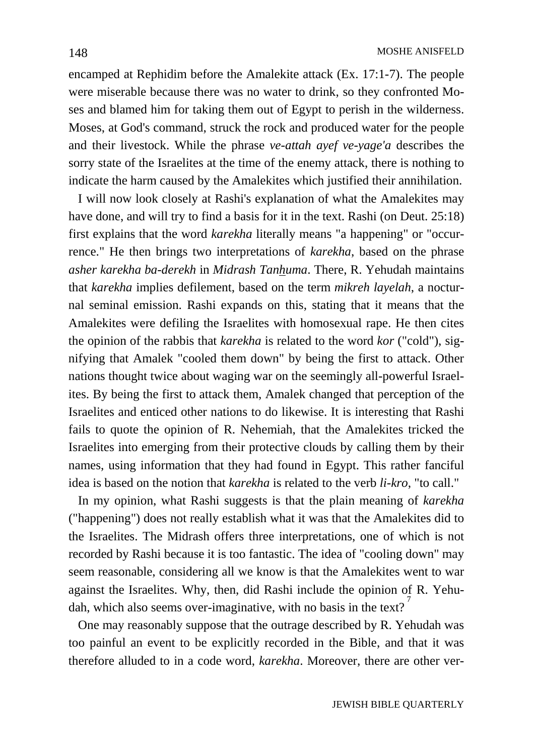encamped at Rephidim before the Amalekite attack (Ex. 17:1-7). The people were miserable because there was no water to drink, so they confronted Moses and blamed him for taking them out of Egypt to perish in the wilderness. Moses, at God's command, struck the rock and produced water for the people and their livestock. While the phrase *ve-attah ayef ve-yage'a* describes the sorry state of the Israelites at the time of the enemy attack, there is nothing to indicate the harm caused by the Amalekites which justified their annihilation.

I will now look closely at Rashi's explanation of what the Amalekites may have done, and will try to find a basis for it in the text. Rashi (on Deut. 25:18) first explains that the word *karekha* literally means "a happening" or "occurrence." He then brings two interpretations of *karekha*, based on the phrase *asher karekha ba-derekh* in *Midrash Tanhuma*. There, R. Yehudah maintains that *karekha* implies defilement, based on the term *mikreh layelah*, a nocturnal seminal emission. Rashi expands on this, stating that it means that the Amalekites were defiling the Israelites with homosexual rape. He then cites the opinion of the rabbis that *karekha* is related to the word *kor* ("cold"), signifying that Amalek "cooled them down" by being the first to attack. Other nations thought twice about waging war on the seemingly all-powerful Israelites. By being the first to attack them, Amalek changed that perception of the Israelites and enticed other nations to do likewise. It is interesting that Rashi fails to quote the opinion of R. Nehemiah, that the Amalekites tricked the Israelites into emerging from their protective clouds by calling them by their names, using information that they had found in Egypt. This rather fanciful idea is based on the notion that *karekha* is related to the verb *li-kro*, "to call."

In my opinion, what Rashi suggests is that the plain meaning of *karekha* ("happening") does not really establish what it was that the Amalekites did to the Israelites. The Midrash offers three interpretations, one of which is not recorded by Rashi because it is too fantastic. The idea of "cooling down" may seem reasonable, considering all we know is that the Amalekites went to war against the Israelites. Why, then, did Rashi include the opinion of R. Yehudah, which also seems over-imaginative, with no basis in the text?[7]

One may reasonably suppose that the outrage described by R. Yehudah was too painful an event to be explicitly recorded in the Bible, and that it was therefore alluded to in a code word, *karekha*. Moreover, there are other ver-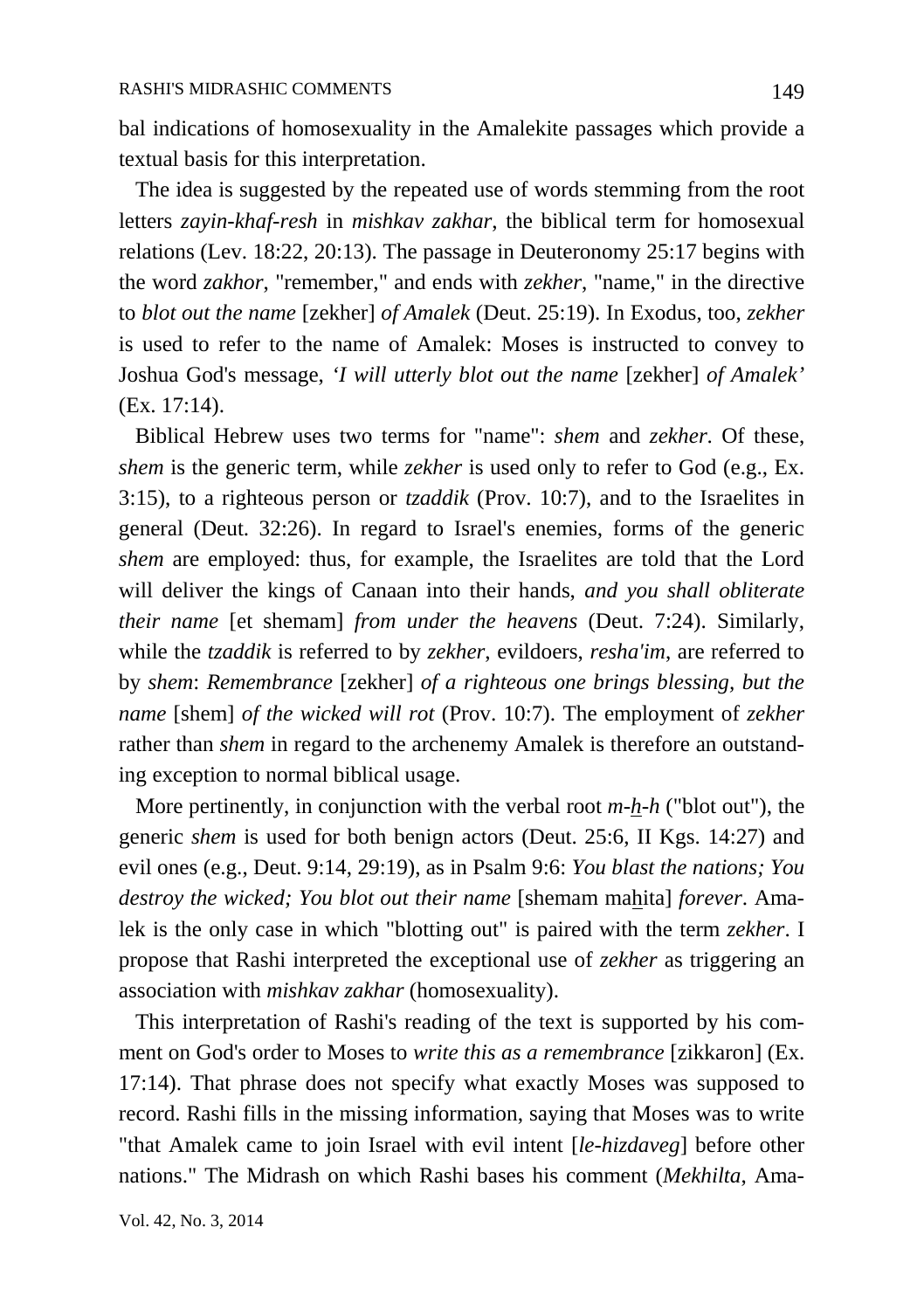bal indications of homosexuality in the Amalekite passages which provide a textual basis for this interpretation.

The idea is suggested by the repeated use of words stemming from the root letters *zayin-khaf-resh* in *mishkav zakhar*, the biblical term for homosexual relations (Lev. 18:22, 20:13). The passage in Deuteronomy 25:17 begins with the word *zakhor*, "remember," and ends with *zekher*, "name," in the directive to *blot out the name* [zekher] *of Amalek* (Deut. 25:19). In Exodus, too, *zekher* is used to refer to the name of Amalek: Moses is instructed to convey to Joshua God's message, *'I will utterly blot out the name* [zekher] *of Amalek'* (Ex. 17:14).

Biblical Hebrew uses two terms for "name": *shem* and *zekher*. Of these, *shem* is the generic term, while *zekher* is used only to refer to God (e.g., Ex. 3:15), to a righteous person or *tzaddik* (Prov. 10:7), and to the Israelites in general (Deut. 32:26). In regard to Israel's enemies, forms of the generic *shem* are employed: thus, for example, the Israelites are told that the Lord will deliver the kings of Canaan into their hands, *and you shall obliterate their name* [et shemam] *from under the heavens* (Deut. 7:24). Similarly, while the *tzaddik* is referred to by *zekher*, evildoers, *resha'im*, are referred to by *shem*: *Remembrance* [zekher] *of a righteous one brings blessing, but the name* [shem] *of the wicked will rot* (Prov. 10:7). The employment of *zekher* rather than *shem* in regard to the archenemy Amalek is therefore an outstanding exception to normal biblical usage.

More pertinently, in conjunction with the verbal root *m-h̲-h* ("blot out"), the generic *shem* is used for both benign actors (Deut. 25:6, II Kgs. 14:27) and evil ones (e.g., Deut. 9:14, 29:19), as in Psalm 9:6: *You blast the nations; You destroy the wicked; You blot out their name* [shemam mah̲ita] *forever*. Amalek is the only case in which "blotting out" is paired with the term *zekher*. I propose that Rashi interpreted the exceptional use of *zekher* as triggering an association with *mishkav zakhar* (homosexuality).

This interpretation of Rashi's reading of the text is supported by his comment on God's order to Moses to *write this as a remembrance* [zikkaron] (Ex. 17:14). That phrase does not specify what exactly Moses was supposed to record. Rashi fills in the missing information, saying that Moses was to write "that Amalek came to join Israel with evil intent [*le-hizdaveg*] before other nations." The Midrash on which Rashi bases his comment (*Mekhilta*, Ama-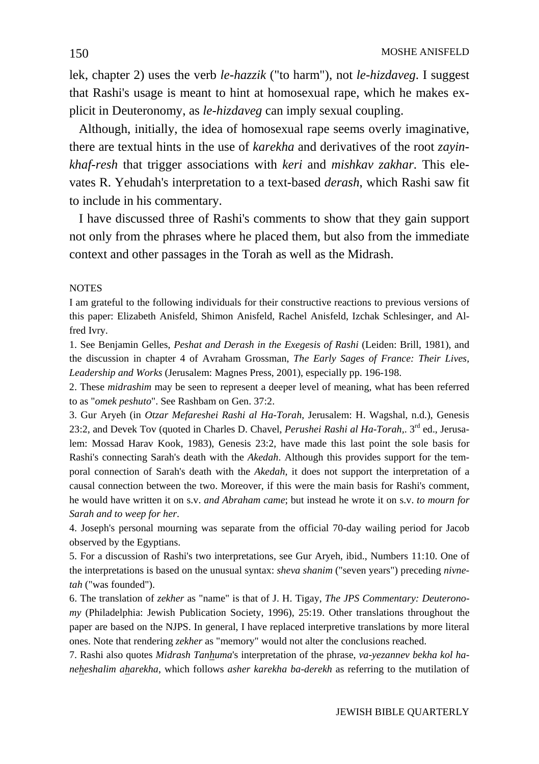lek, chapter 2) uses the verb *le-hazzik* ("to harm"), not *le-hizdaveg*. I suggest that Rashi's usage is meant to hint at homosexual rape, which he makes explicit in Deuteronomy, as *le-hizdaveg* can imply sexual coupling.

Although, initially, the idea of homosexual rape seems overly imaginative, there are textual hints in the use of *karekha* and derivatives of the root *zayin-khaf-resh* that trigger associations with *keri* and *mishkav zakhar*. This elevates R. Yehudah's interpretation to a text-based *derash*, which Rashi saw fit to include in his commentary.

I have discussed three of Rashi's comments to show that they gain support not only from the phrases where he placed them, but also from the immediate context and other passages in the Torah as well as the Midrash.

NOTES

I am grateful to the following individuals for their constructive reactions to previous versions of this paper: Elizabeth Anisfeld, Shimon Anisfeld, Rachel Anisfeld, Izchak Schlesinger, and Alfred Ivry.

1. See Benjamin Gelles, *Peshat and Derash in the Exegesis of Rashi* (Leiden: Brill, 1981), and the discussion in chapter 4 of Avraham Grossman, *The Early Sages of France: Their Lives, Leadership and Works* (Jerusalem: Magnes Press, 2001), especially pp. 196-198.

2. These *midrashim* may be seen to represent a deeper level of meaning, what has been referred to as "*omek peshuto*". See Rashbam on Gen. 37:2.

3. Gur Aryeh (in *Otzar Mefareshei Rashi al Ha-Torah*, Jerusalem: H. Wagshal, n.d.), Genesis 23:2, and Devek Tov (quoted in Charles D. Chavel, *Perushei Rashi al Ha-Torah*,. 3rd ed., Jerusalem: Mossad Harav Kook, 1983), Genesis 23:2, have made this last point the sole basis for Rashi's connecting Sarah's death with the *Akedah*. Although this provides support for the temporal connection of Sarah's death with the *Akedah*, it does not support the interpretation of a causal connection between the two. Moreover, if this were the main basis for Rashi's comment, he would have written it on s.v. *and Abraham came*; but instead he wrote it on s.v. *to mourn for Sarah and to weep for her*.

4. Joseph's personal mourning was separate from the official 70-day wailing period for Jacob observed by the Egyptians.

5. For a discussion of Rashi's two interpretations, see Gur Aryeh, ibid., Numbers 11:10. One of the interpretations is based on the unusual syntax: *sheva shanim* ("seven years") preceding *nivnetah* ("was founded").

6. The translation of *zekher* as "name" is that of J. H. Tigay, *The JPS Commentary: Deuteronomy* (Philadelphia: Jewish Publication Society, 1996), 25:19. Other translations throughout the paper are based on the NJPS. In general, I have replaced interpretive translations by more literal ones. Note that rendering *zekher* as "memory" would not alter the conclusions reached.

7. Rashi also quotes *Midrash Tanhuma*'s interpretation of the phrase, *va-yezannev bekha kol ha-neheshalim aharekha*, which follows *asher karekha ba-derekh* as referring to the mutilation of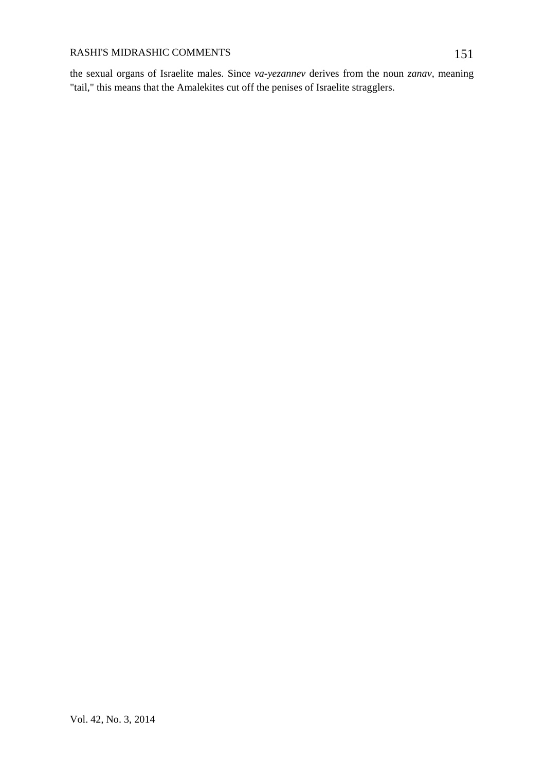the sexual organs of Israelite males. Since *va-yezannev* derives from the noun *zanav*, meaning "tail," this means that the Amalekites cut off the penises of Israelite stragglers.